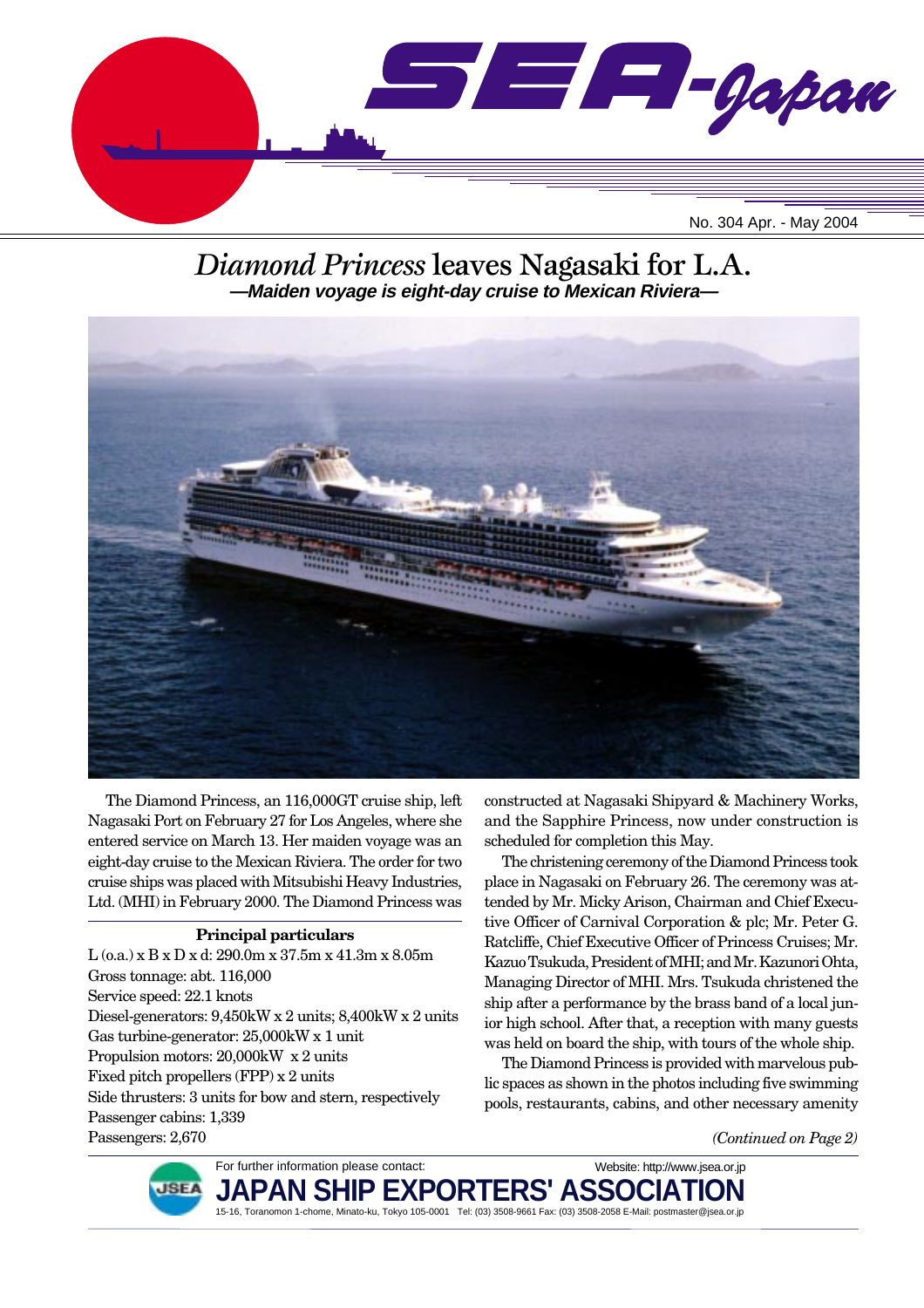# SEA-Japan

No. 304 Apr. - May 2004

## *Diamond Princess* leaves Nagasaki for L.A.

***—Maiden voyage is eight-day cruise to Mexican Riviera—***

The Diamond Princess, an 116,000GT cruise ship, left Nagasaki Port on February 27 for Los Angeles, where she entered service on March 13. Her maiden voyage was an eight-day cruise to the Mexican Riviera. The order for two cruise ships was placed with Mitsubishi Heavy Industries, Ltd. (MHI) in February 2000. The Diamond Princess was constructed at Nagasaki Shipyard & Machinery Works, and the Sapphire Princess, now under construction is scheduled for completion this May.

The christening ceremony of the Diamond Princess took place in Nagasaki on February 26. The ceremony was attended by Mr. Micky Arison, Chairman and Chief Executive Officer of Carnival Corporation & plc; Mr. Peter G. Ratcliffe, Chief Executive Officer of Princess Cruises; Mr. Kazuo Tsukuda, President of MHI; and Mr. Kazunori Ohta, Managing Director of MHI. Mrs. Tsukuda christened the ship after a performance by the brass band of a local junior high school. After that, a reception with many guests was held on board the ship, with tours of the whole ship.

The Diamond Princess is provided with marvelous public spaces as shown in the photos including five swimming pools, restaurants, cabins, and other necessary amenity

*(Continued on Page 2)*

**Principal particulars**

L (o.a.) x B x D x d: 290.0m x 37.5m x 41.3m x 8.05m
Gross tonnage: abt. 116,000
Service speed: 22.1 knots
Diesel-generators: 9,450kW x 2 units; 8,400kW x 2 units
Gas turbine-generator: 25,000kW x 1 unit
Propulsion motors: 20,000kW x 2 units
Fixed pitch propellers (FPP) x 2 units
Side thrusters: 3 units for bow and stern, respectively
Passenger cabins: 1,339
Passengers: 2,670

For further information please contact:
**JAPAN SHIP EXPORTERS' ASSOCIATION**
Website: http://www.jsea.or.jp
15-16, Toranomon 1-chome, Minato-ku, Tokyo 105-0001 Tel: (03) 3508-9661 Fax: (03) 3508-2058 E-Mail: postmaster@jsea.or.jp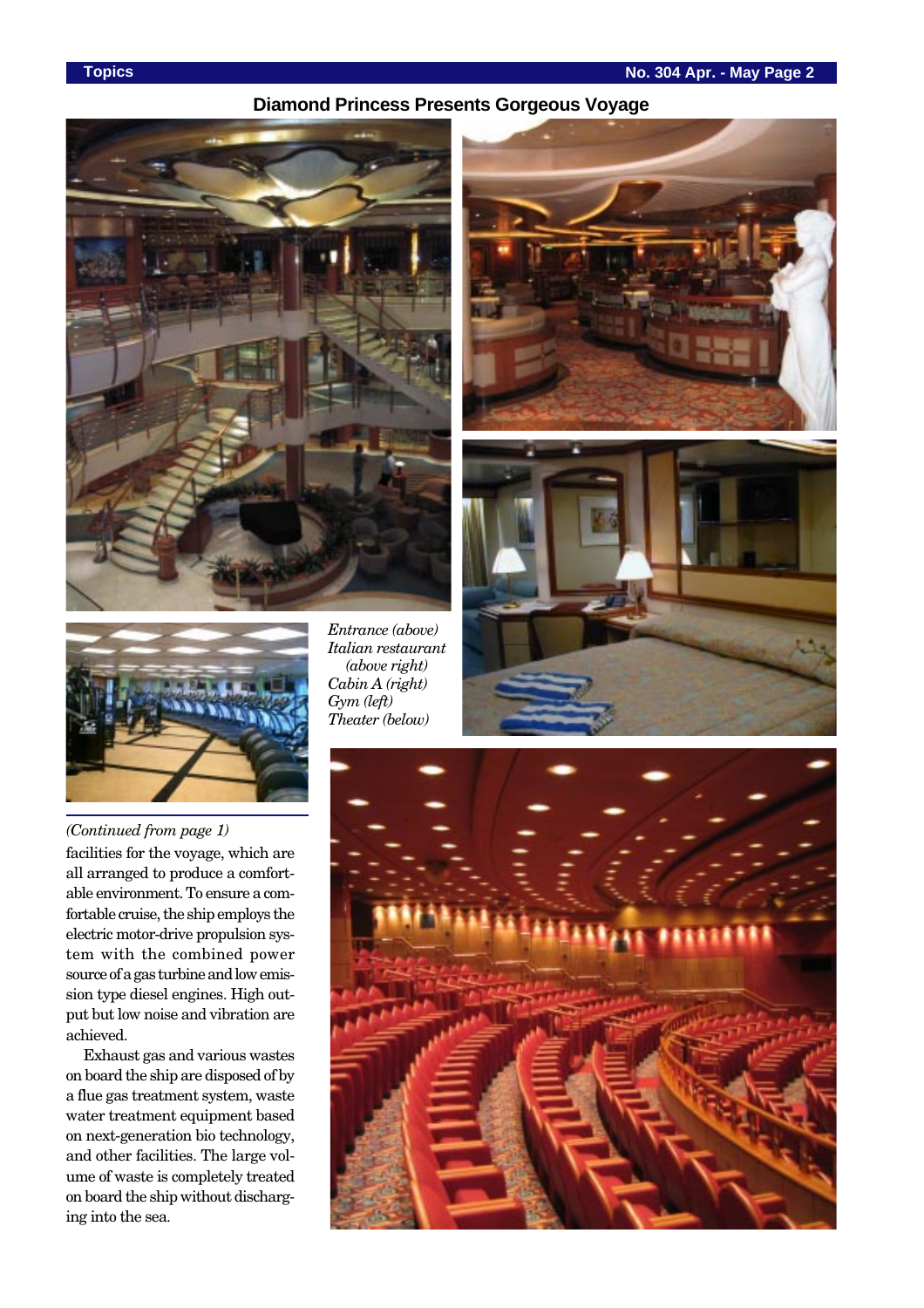## Diamond Princess Presents Gorgeous Voyage

*Entrance (above)*
*Italian restaurant (above right)*
*Cabin A (right)*
*Gym (left)*
*Theater (below)*

*(Continued from page 1)*

facilities for the voyage, which are all arranged to produce a comfortable environment. To ensure a comfortable cruise, the ship employs the electric motor-drive propulsion system with the combined power source of a gas turbine and low emission type diesel engines. High output but low noise and vibration are achieved.

Exhaust gas and various wastes on board the ship are disposed of by a flue gas treatment system, waste water treatment equipment based on next-generation bio technology, and other facilities. The large volume of waste is completely treated on board the ship without discharging into the sea.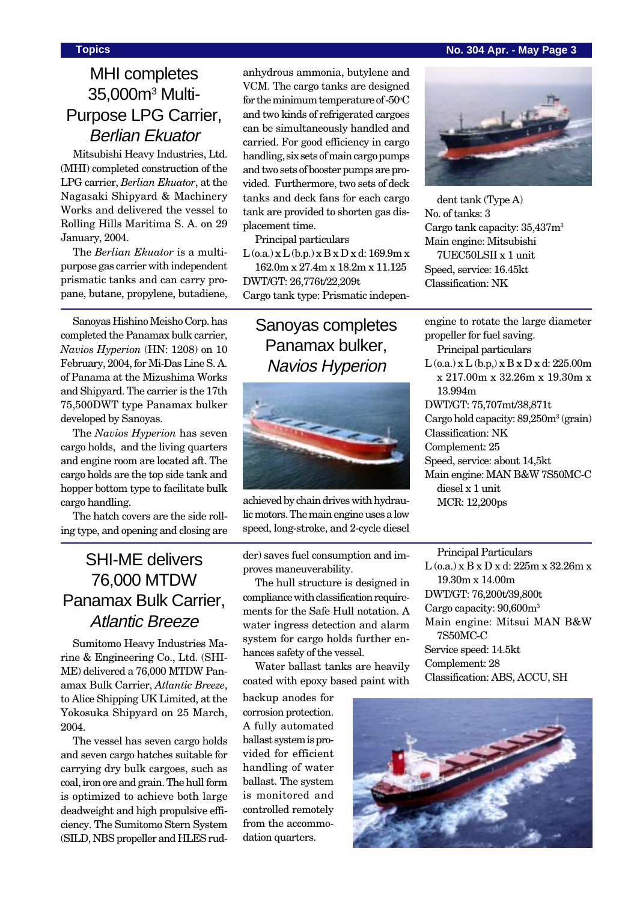## MHI completes 35,000m$^3$ Multi-Purpose LPG Carrier, *Berlian Ekuator*

Mitsubishi Heavy Industries, Ltd. (MHI) completed construction of the LPG carrier, *Berlian Ekuator*, at the Nagasaki Shipyard & Machinery Works and delivered the vessel to Rolling Hills Maritima S. A. on 29 January, 2004.

The *Berlian Ekuator* is a multi-purpose gas carrier with independent prismatic tanks and can carry propane, butane, propylene, butadiene, anhydrous ammonia, butylene and VCM. The cargo tanks are designed for the minimum temperature of -50°C and two kinds of refrigerated cargoes can be simultaneously handled and carried. For good efficiency in cargo handling, six sets of main cargo pumps and two sets of booster pumps are provided. Furthermore, two sets of deck tanks and deck fans for each cargo tank are provided to shorten gas displacement time.

Principal particulars

L (o.a.) x L (b.p.) x B x D x d: 169.9m x 162.0m x 27.4m x 18.2m x 11.125
DWT/GT: 26,776t/22,209t
Cargo tank type: Prismatic independent tank (Type A)
No. of tanks: 3
Cargo tank capacity: 35,437m$^3$
Main engine: Mitsubishi 7UEC50LSII x 1 unit
Speed, service: 16.45kt
Classification: NK

## Sanoyas completes Panamax bulker, *Navios Hyperion*

Sanoyas Hishino Meisho Corp. has completed the Panamax bulk carrier, *Navios Hyperion* (HN: 1208) on 10 February, 2004, for Mi-Das Line S. A. of Panama at the Mizushima Works and Shipyard. The carrier is the 17th 75,500DWT type Panamax bulker developed by Sanoyas.

The *Navios Hyperion* has seven cargo holds, and the living quarters and engine room are located aft. The cargo holds are the top side tank and hopper bottom type to facilitate bulk cargo handling.

The hatch covers are the side rolling type, and opening and closing are achieved by chain drives with hydraulic motors. The main engine uses a low speed, long-stroke, and 2-cycle diesel engine to rotate the large diameter propeller for fuel saving.

Principal particulars

L (o.a.) x L (b.p,) x B x D x d: 225.00m x 217.00m x 32.26m x 19.30m x 13.994m
DWT/GT: 75,707mt/38,871t
Cargo hold capacity: 89,250m$^3$ (grain)
Classification: NK
Complement: 25
Speed, service: about 14,5kt
Main engine: MAN B&W 7S50MC-C diesel x 1 unit
MCR: 12,200ps

## SHI-ME delivers 76,000 MTDW Panamax Bulk Carrier, *Atlantic Breeze*

Sumitomo Heavy Industries Marine & Engineering Co., Ltd. (SHI-ME) delivered a 76,000 MTDW Panamax Bulk Carrier, *Atlantic Breeze*, to Alice Shipping UK Limited, at the Yokosuka Shipyard on 25 March, 2004.

The vessel has seven cargo holds and seven cargo hatches suitable for carrying dry bulk cargoes, such as coal, iron ore and grain. The hull form is optimized to achieve both large deadweight and high propulsive efficiency. The Sumitomo Stern System (SILD, NBS propeller and HLES rudder) saves fuel consumption and improves maneuverability.

The hull structure is designed in compliance with classification requirements for the Safe Hull notation. A water ingress detection and alarm system for cargo holds further enhances safety of the vessel.

Water ballast tanks are heavily coated with epoxy based paint with backup anodes for corrosion protection. A fully automated ballast system is provided for efficient handling of water ballast. The system is monitored and controlled remotely from the accommodation quarters.

Principal Particulars

L (o.a.) x B x D x d: 225m x 32.26m x 19.30m x 14.00m
DWT/GT: 76,200t/39,800t
Cargo capacity: 90,600m$^3$
Main engine: Mitsui MAN B&W 7S50MC-C
Service speed: 14.5kt
Complement: 28
Classification: ABS, ACCU, SH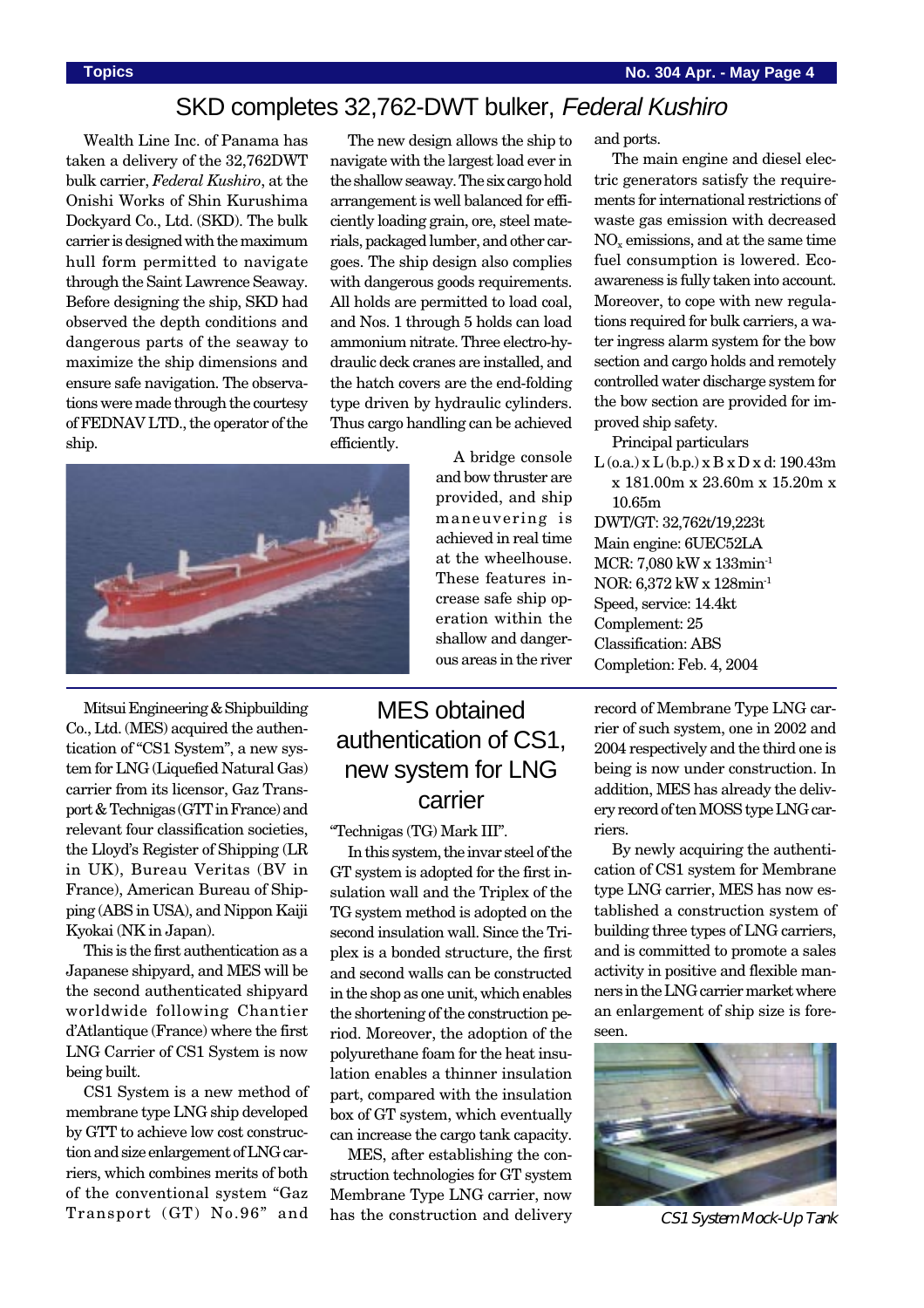# SKD completes 32,762-DWT bulker, *Federal Kushiro*

Wealth Line Inc. of Panama has taken a delivery of the 32,762DWT bulk carrier, *Federal Kushiro*, at the Onishi Works of Shin Kurushima Dockyard Co., Ltd. (SKD). The bulk carrier is designed with the maximum hull form permitted to navigate through the Saint Lawrence Seaway. Before designing the ship, SKD had observed the depth conditions and dangerous parts of the seaway to maximize the ship dimensions and ensure safe navigation. The observations were made through the courtesy of FEDNAV LTD., the operator of the ship.

The new design allows the ship to navigate with the largest load ever in the shallow seaway. The six cargo hold arrangement is well balanced for efficiently loading grain, ore, steel materials, packaged lumber, and other cargoes. The ship design also complies with dangerous goods requirements. All holds are permitted to load coal, and Nos. 1 through 5 holds can load ammonium nitrate. Three electro-hydraulic deck cranes are installed, and the hatch covers are the end-folding type driven by hydraulic cylinders. Thus cargo handling can be achieved efficiently.

A bridge console and bow thruster are provided, and ship maneuvering is achieved in real time at the wheelhouse. These features increase safe ship operation within the shallow and dangerous areas in the river and ports.

The main engine and diesel electric generators satisfy the requirements for international restrictions of waste gas emission with decreased $NO_x$ emissions, and at the same time fuel consumption is lowered. Eco-awareness is fully taken into account. Moreover, to cope with new regulations required for bulk carriers, a water ingress alarm system for the bow section and cargo holds and remotely controlled water discharge system for the bow section are provided for improved ship safety.

Principal particulars

L (o.a.) x L (b.p.) x B x D x d: 190.43m x 181.00m x 23.60m x 15.20m x 10.65m
DWT/GT: 32,762t/19,223t
Main engine: 6UEC52LA
MCR: 7,080 kW x 133min$^{-1}$
NOR: 6,372 kW x 128min$^{-1}$
Speed, service: 14.4kt
Complement: 25
Classification: ABS
Completion: Feb. 4, 2004

# MES obtained authentication of CS1, new system for LNG carrier

Mitsui Engineering & Shipbuilding Co., Ltd. (MES) acquired the authentication of "CS1 System", a new system for LNG (Liquefied Natural Gas) carrier from its licensor, Gaz Transport & Technigas (GTT in France) and relevant four classification societies, the Lloyd's Register of Shipping (LR in UK), Bureau Veritas (BV in France), American Bureau of Shipping (ABS in USA), and Nippon Kaiji Kyokai (NK in Japan).

This is the first authentication as a Japanese shipyard, and MES will be the second authenticated shipyard worldwide following Chantier d'Atlantique (France) where the first LNG Carrier of CS1 System is now being built.

CS1 System is a new method of membrane type LNG ship developed by GTT to achieve low cost construction and size enlargement of LNG carriers, which combines merits of both of the conventional system "Gaz Transport (GT) No.96" and "Technigas (TG) Mark III".

In this system, the invar steel of the GT system is adopted for the first insulation wall and the Triplex of the TG system method is adopted on the second insulation wall. Since the Triplex is a bonded structure, the first and second walls can be constructed in the shop as one unit, which enables the shortening of the construction period. Moreover, the adoption of the polyurethane foam for the heat insulation enables a thinner insulation part, compared with the insulation box of GT system, which eventually can increase the cargo tank capacity.

MES, after establishing the construction technologies for GT system Membrane Type LNG carrier, now has the construction and delivery record of Membrane Type LNG carrier of such system, one in 2002 and 2004 respectively and the third one is being is now under construction. In addition, MES has already the delivery record of ten MOSS type LNG carriers.

By newly acquiring the authentication of CS1 system for Membrane type LNG carrier, MES has now established a construction system of building three types of LNG carriers, and is committed to promote a sales activity in positive and flexible manners in the LNG carrier market where an enlargement of ship size is foreseen.

*CS1 System Mock-Up Tank*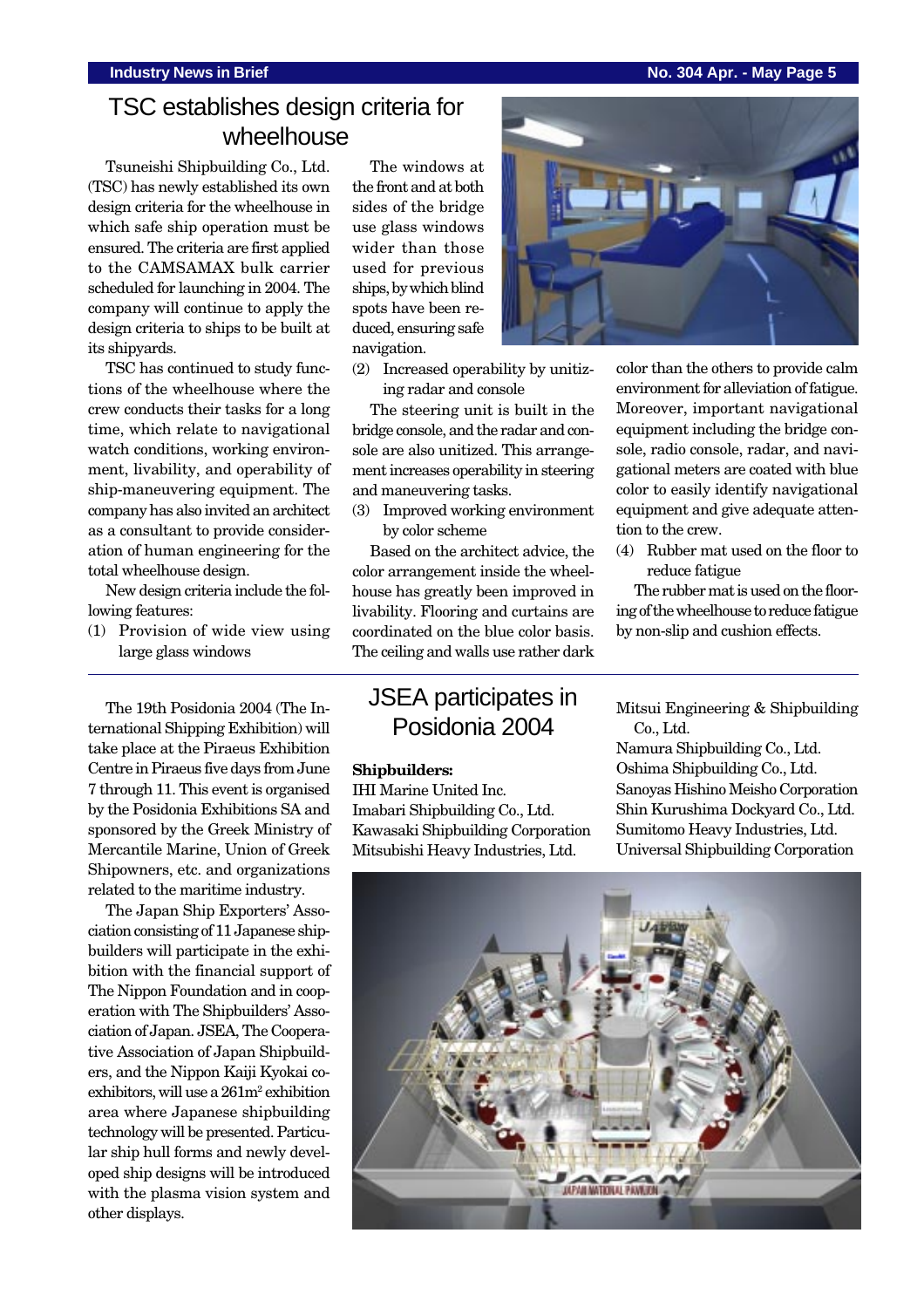# TSC establishes design criteria for wheelhouse

Tsuneishi Shipbuilding Co., Ltd. (TSC) has newly established its own design criteria for the wheelhouse in which safe ship operation must be ensured. The criteria are first applied to the CAMSAMAX bulk carrier scheduled for launching in 2004. The company will continue to apply the design criteria to ships to be built at its shipyards.

TSC has continued to study functions of the wheelhouse where the crew conducts their tasks for a long time, which relate to navigational watch conditions, working environment, livability, and operability of ship-maneuvering equipment. The company has also invited an architect as a consultant to provide consideration of human engineering for the total wheelhouse design.

New design criteria include the following features:

(1) Provision of wide view using large glass windows

The windows at the front and at both sides of the bridge use glass windows wider than those used for previous ships, by which blind spots have been reduced, ensuring safe navigation.

(2) Increased operability by unitizing radar and console

The steering unit is built in the bridge console, and the radar and console are also unitized. This arrangement increases operability in steering and maneuvering tasks.

(3) Improved working environment by color scheme

Based on the architect advice, the color arrangement inside the wheelhouse has greatly been improved in livability. Flooring and curtains are coordinated on the blue color basis. The ceiling and walls use rather dark color than the others to provide calm environment for alleviation of fatigue. Moreover, important navigational equipment including the bridge console, radio console, radar, and navigational meters are coated with blue color to easily identify navigational equipment and give adequate attention to the crew.

(4) Rubber mat used on the floor to reduce fatigue

The rubber mat is used on the flooring of the wheelhouse to reduce fatigue by non-slip and cushion effects.

# JSEA participates in Posidonia 2004

The 19th Posidonia 2004 (The International Shipping Exhibition) will take place at the Piraeus Exhibition Centre in Piraeus five days from June 7 through 11. This event is organised by the Posidonia Exhibitions SA and sponsored by the Greek Ministry of Mercantile Marine, Union of Greek Shipowners, etc. and organizations related to the maritime industry.

The Japan Ship Exporters' Association consisting of 11 Japanese shipbuilders will participate in the exhibition with the financial support of The Nippon Foundation and in cooperation with The Shipbuilders' Association of Japan. JSEA, The Cooperative Association of Japan Shipbuilders, and the Nippon Kaiji Kyokai co-exhibitors, will use a 261m$^2$ exhibition area where Japanese shipbuilding technology will be presented. Particular ship hull forms and newly developed ship designs will be introduced with the plasma vision system and other displays.

**Shipbuilders:**

IHI Marine United Inc.
Imabari Shipbuilding Co., Ltd.
Kawasaki Shipbuilding Corporation
Mitsubishi Heavy Industries, Ltd.
Mitsui Engineering & Shipbuilding Co., Ltd.
Namura Shipbuilding Co., Ltd.
Oshima Shipbuilding Co., Ltd.
Sanoyas Hishino Meisho Corporation
Shin Kurushima Dockyard Co., Ltd.
Sumitomo Heavy Industries, Ltd.
Universal Shipbuilding Corporation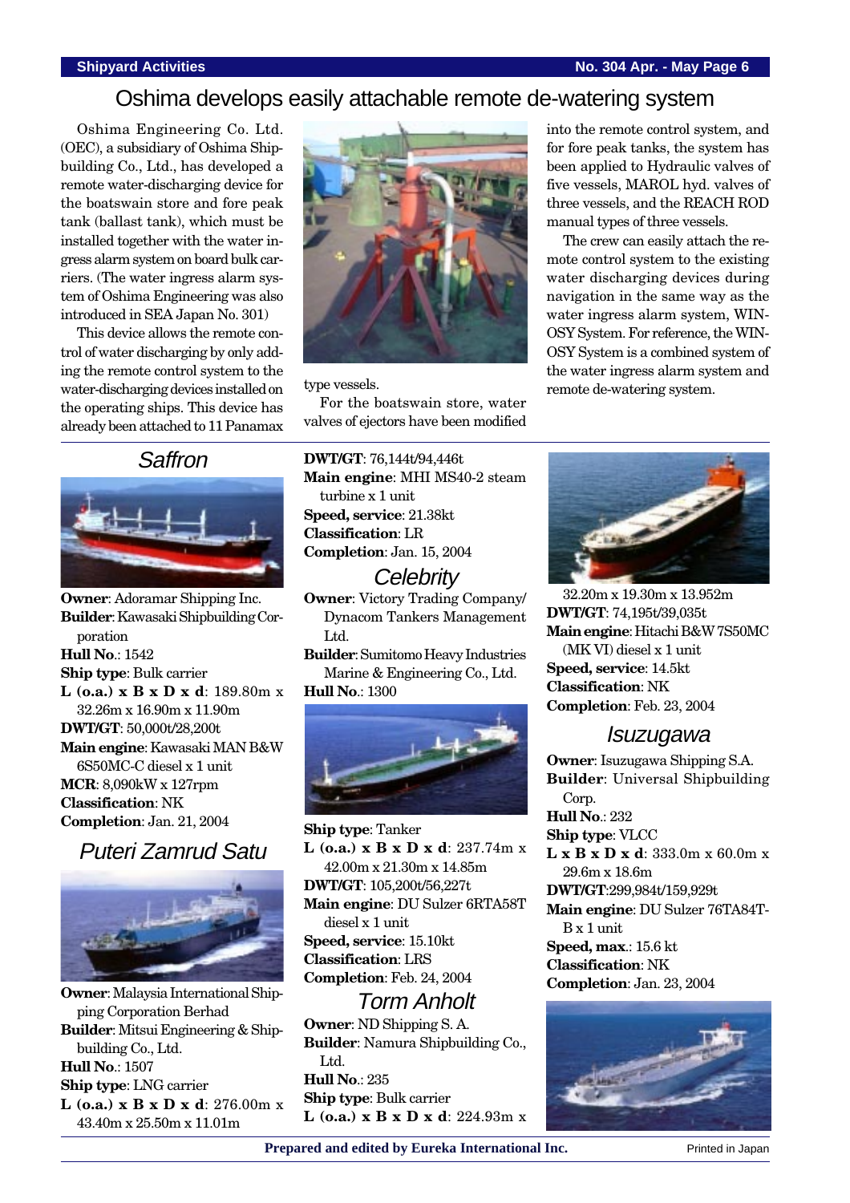# Oshima develops easily attachable remote de-watering system

Oshima Engineering Co. Ltd. (OEC), a subsidiary of Oshima Shipbuilding Co., Ltd., has developed a remote water-discharging device for the boatswain store and fore peak tank (ballast tank), which must be installed together with the water ingress alarm system on board bulk carriers. (The water ingress alarm system of Oshima Engineering was also introduced in SEA Japan No. 301)

This device allows the remote control of water discharging by only adding the remote control system to the water-discharging devices installed on the operating ships. This device has already been attached to 11 Panamax type vessels.

For the boatswain store, water valves of ejectors have been modified into the remote control system, and for fore peak tanks, the system has been applied to Hydraulic valves of five vessels, MAROL hyd. valves of three vessels, and the REACH ROD manual types of three vessels.

The crew can easily attach the remote control system to the existing water discharging devices during navigation in the same way as the water ingress alarm system, WIN-OSY System. For reference, the WIN-OSY System is a combined system of the water ingress alarm system and remote de-watering system.

## *Saffron*

**Owner**: Adoramar Shipping Inc.
**Builder**: Kawasaki Shipbuilding Corporation
**Hull No.**: 1542
**Ship type**: Bulk carrier
**L (o.a.) x B x D x d**: 189.80m x 32.26m x 16.90m x 11.90m
**DWT/GT**: 50,000t/28,200t
**Main engine**: Kawasaki MAN B&W 6S50MC-C diesel x 1 unit
**MCR**: 8,090kW x 127rpm
**Classification**: NK
**Completion**: Jan. 21, 2004

## *Puteri Zamrud Satu*

**Owner**: Malaysia International Shipping Corporation Berhad
**Builder**: Mitsui Engineering & Shipbuilding Co., Ltd.
**Hull No.**: 1507
**Ship type**: LNG carrier
**L (o.a.) x B x D x d**: 276.00m x 43.40m x 25.50m x 11.01m
**DWT/GT**: 76,144t/94,446t
**Main engine**: MHI MS40-2 steam turbine x 1 unit
**Speed, service**: 21.38kt
**Classification**: LR
**Completion**: Jan. 15, 2004

## *Celebrity*

**Owner**: Victory Trading Company/ Dynacom Tankers Management Ltd.
**Builder**: Sumitomo Heavy Industries Marine & Engineering Co., Ltd.
**Hull No.**: 1300
**Ship type**: Tanker
**L (o.a.) x B x D x d**: 237.74m x 42.00m x 21.30m x 14.85m
**DWT/GT**: 105,200t/56,227t
**Main engine**: DU Sulzer 6RTA58T diesel x 1 unit
**Speed, service**: 15.10kt
**Classification**: LRS
**Completion**: Feb. 24, 2004

## *Torm Anholt*

**Owner**: ND Shipping S. A.
**Builder**: Namura Shipbuilding Co., Ltd.
**Hull No.**: 235
**Ship type**: Bulk carrier
**L (o.a.) x B x D x d**: 224.93m x 32.20m x 19.30m x 13.952m
**DWT/GT**: 74,195t/39,035t
**Main engine**: Hitachi B&W 7S50MC (MK VI) diesel x 1 unit
**Speed, service**: 14.5kt
**Classification**: NK
**Completion**: Feb. 23, 2004

## *Isuzugawa*

**Owner**: Isuzugawa Shipping S.A.
**Builder**: Universal Shipbuilding Corp.
**Hull No.**: 232
**Ship type**: VLCC
**L x B x D x d**: 333.0m x 60.0m x 29.6m x 18.6m
**DWT/GT**:299,984t/159,929t
**Main engine**: DU Sulzer 76TA84T-B x 1 unit
**Speed, max.**: 15.6 kt
**Classification**: NK
**Completion**: Jan. 23, 2004

**Prepared and edited by Eureka International Inc.**

Printed in Japan